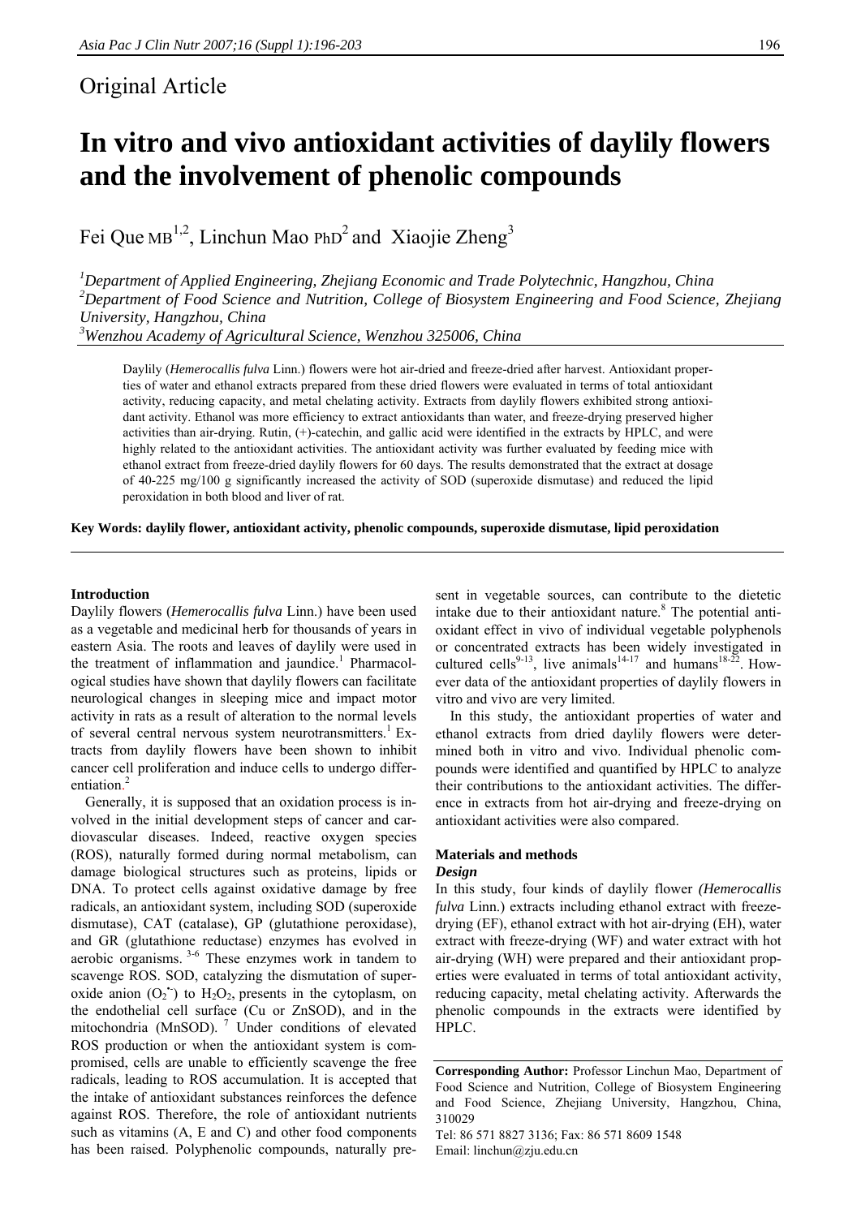Original Article

# In vitro and vivo antioxidant activities of daylily flowers and the involvement of phenolic compounds

Fei Que MB[1,2], Linchun Mao PhD[2] and Xiaojie Zheng[3]

[1] *Department of Applied Engineering, Zhejiang Economic and Trade Polytechnic, Hangzhou, China*
[2] *Department of Food Science and Nutrition, College of Biosystem Engineering and Food Science, Zhejiang University, Hangzhou, China*
[3] *Wenzhou Academy of Agricultural Science, Wenzhou 325006, China*

Daylily (*Hemerocallis fulva* Linn.) flowers were hot air-dried and freeze-dried after harvest. Antioxidant properties of water and ethanol extracts prepared from these dried flowers were evaluated in terms of total antioxidant activity, reducing capacity, and metal chelating activity. Extracts from daylily flowers exhibited strong antioxidant activity. Ethanol was more efficiency to extract antioxidants than water, and freeze-drying preserved higher activities than air-drying. Rutin, (+)-catechin, and gallic acid were identified in the extracts by HPLC, and were highly related to the antioxidant activities. The antioxidant activity was further evaluated by feeding mice with ethanol extract from freeze-dried daylily flowers for 60 days. The results demonstrated that the extract at dosage of 40-225 mg/100 g significantly increased the activity of SOD (superoxide dismutase) and reduced the lipid peroxidation in both blood and liver of rat.

**Key Words: daylily flower, antioxidant activity, phenolic compounds, superoxide dismutase, lipid peroxidation**

## Introduction

Daylily flowers (*Hemerocallis fulva* Linn.) have been used as a vegetable and medicinal herb for thousands of years in eastern Asia. The roots and leaves of daylily were used in the treatment of inflammation and jaundice.[1] Pharmacological studies have shown that daylily flowers can facilitate neurological changes in sleeping mice and impact motor activity in rats as a result of alteration to the normal levels of several central nervous system neurotransmitters.[1] Extracts from daylily flowers have been shown to inhibit cancer cell proliferation and induce cells to undergo differentiation.[2]

Generally, it is supposed that an oxidation process is involved in the initial development steps of cancer and cardiovascular diseases. Indeed, reactive oxygen species (ROS), naturally formed during normal metabolism, can damage biological structures such as proteins, lipids or DNA. To protect cells against oxidative damage by free radicals, an antioxidant system, including SOD (superoxide dismutase), CAT (catalase), GP (glutathione peroxidase), and GR (glutathione reductase) enzymes has evolved in aerobic organisms. [3-6] These enzymes work in tandem to scavenge ROS. SOD, catalyzing the dismutation of superoxide anion ($O_2^{\bullet-}$) to $H_2O_2$, presents in the cytoplasm, on the endothelial cell surface (Cu or ZnSOD), and in the mitochondria (MnSOD). [7] Under conditions of elevated ROS production or when the antioxidant system is compromised, cells are unable to efficiently scavenge the free radicals, leading to ROS accumulation. It is accepted that the intake of antioxidant substances reinforces the defence against ROS. Therefore, the role of antioxidant nutrients such as vitamins (A, E and C) and other food components has been raised. Polyphenolic compounds, naturally present in vegetable sources, can contribute to the dietetic intake due to their antioxidant nature.[8] The potential antioxidant effect in vivo of individual vegetable polyphenols or concentrated extracts has been widely investigated in cultured cells[9-13], live animals[14-17] and humans[18-22]. However data of the antioxidant properties of daylily flowers in vitro and vivo are very limited.

In this study, the antioxidant properties of water and ethanol extracts from dried daylily flowers were determined both in vitro and vivo. Individual phenolic compounds were identified and quantified by HPLC to analyze their contributions to the antioxidant activities. The difference in extracts from hot air-drying and freeze-drying on antioxidant activities were also compared.

## Materials and methods

### Design

In this study, four kinds of daylily flower *(Hemerocallis fulva* Linn.) extracts including ethanol extract with freeze-drying (EF), ethanol extract with hot air-drying (EH), water extract with freeze-drying (WF) and water extract with hot air-drying (WH) were prepared and their antioxidant properties were evaluated in terms of total antioxidant activity, reducing capacity, metal chelating activity. Afterwards the phenolic compounds in the extracts were identified by HPLC.

**Corresponding Author:** Professor Linchun Mao, Department of Food Science and Nutrition, College of Biosystem Engineering and Food Science, Zhejiang University, Hangzhou, China, 310029
Tel: 86 571 8827 3136; Fax: 86 571 8609 1548
Email: linchun@zju.edu.cn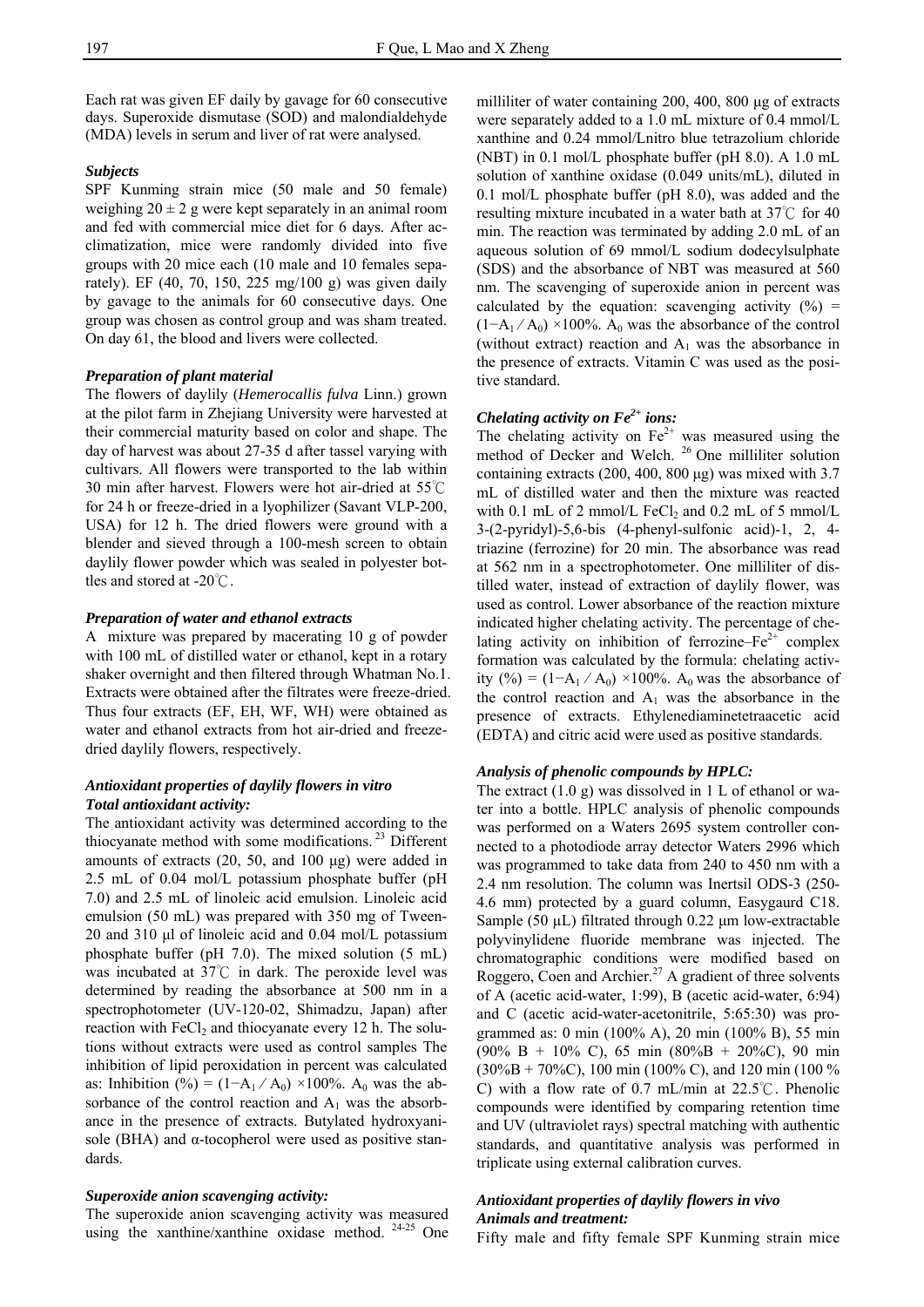Each rat was given EF daily by gavage for 60 consecutive days. Superoxide dismutase (SOD) and malondialdehyde (MDA) levels in serum and liver of rat were analysed.

### *Subjects*

SPF Kunming strain mice (50 male and 50 female) weighing $20 \pm 2$ g were kept separately in an animal room and fed with commercial mice diet for 6 days. After acclimatization, mice were randomly divided into five groups with 20 mice each (10 male and 10 females separately). EF (40, 70, 150, 225 mg/100 g) was given daily by gavage to the animals for 60 consecutive days. One group was chosen as control group and was sham treated. On day 61, the blood and livers were collected.

### *Preparation of plant material*

The flowers of daylily (*Hemerocallis fulva* Linn.) grown at the pilot farm in Zhejiang University were harvested at their commercial maturity based on color and shape. The day of harvest was about 27-35 d after tassel varying with cultivars. All flowers were transported to the lab within 30 min after harvest. Flowers were hot air-dried at 55℃ for 24 h or freeze-dried in a lyophilizer (Savant VLP-200, USA) for 12 h. The dried flowers were ground with a blender and sieved through a 100-mesh screen to obtain daylily flower powder which was sealed in polyester bottles and stored at -20℃.

### *Preparation of water and ethanol extracts*

A mixture was prepared by macerating 10 g of powder with 100 mL of distilled water or ethanol, kept in a rotary shaker overnight and then filtered through Whatman No.1. Extracts were obtained after the filtrates were freeze-dried. Thus four extracts (EF, EH, WF, WH) were obtained as water and ethanol extracts from hot air-dried and freeze-dried daylily flowers, respectively.

### *Antioxidant properties of daylily flowers in vitro*

#### *Total antioxidant activity:*

The antioxidant activity was determined according to the thiocyanate method with some modifications.[23] Different amounts of extracts (20, 50, and 100 μg) were added in 2.5 mL of 0.04 mol/L potassium phosphate buffer (pH 7.0) and 2.5 mL of linoleic acid emulsion. Linoleic acid emulsion (50 mL) was prepared with 350 mg of Tween-20 and 310 μl of linoleic acid and 0.04 mol/L potassium phosphate buffer (pH 7.0). The mixed solution (5 mL) was incubated at 37℃ in dark. The peroxide level was determined by reading the absorbance at 500 nm in a spectrophotometer (UV-120-02, Shimadzu, Japan) after reaction with $FeCl_2$ and thiocyanate every 12 h. The solutions without extracts were used as control samples The inhibition of lipid peroxidation in percent was calculated as: Inhibition (%) = $(1-A_1 / A_0) \times 100\%$. $A_0$ was the absorbance of the control reaction and $A_1$ was the absorbance in the presence of extracts. Butylated hydroxyanisole (BHA) and α-tocopherol were used as positive standards.

#### *Superoxide anion scavenging activity:*

The superoxide anion scavenging activity was measured using the xanthine/xanthine oxidase method.[24-25] One milliliter of water containing 200, 400, 800 μg of extracts were separately added to a 1.0 mL mixture of 0.4 mmol/L xanthine and 0.24 mmol/Lnitro blue tetrazolium chloride (NBT) in 0.1 mol/L phosphate buffer (pH 8.0). A 1.0 mL solution of xanthine oxidase (0.049 units/mL), diluted in 0.1 mol/L phosphate buffer (pH 8.0), was added and the resulting mixture incubated in a water bath at 37℃ for 40 min. The reaction was terminated by adding 2.0 mL of an aqueous solution of 69 mmol/L sodium dodecylsulphate (SDS) and the absorbance of NBT was measured at 560 nm. The scavenging of superoxide anion in percent was calculated by the equation: scavenging activity (%) = $(1-A_1 / A_0) \times 100\%$. $A_0$ was the absorbance of the control (without extract) reaction and $A_1$ was the absorbance in the presence of extracts. Vitamin C was used as the positive standard.

#### *Chelating activity on $Fe^{2+}$ ions:*

The chelating activity on $Fe^{2+}$ was measured using the method of Decker and Welch.[26] One milliliter solution containing extracts (200, 400, 800 μg) was mixed with 3.7 mL of distilled water and then the mixture was reacted with 0.1 mL of 2 mmol/L $FeCl_2$ and 0.2 mL of 5 mmol/L 3-(2-pyridyl)-5,6-bis (4-phenyl-sulfonic acid)-1, 2, 4-triazine (ferrozine) for 20 min. The absorbance was read at 562 nm in a spectrophotometer. One milliliter of distilled water, instead of extraction of daylily flower, was used as control. Lower absorbance of the reaction mixture indicated higher chelating activity. The percentage of chelating activity on inhibition of ferrozine–$Fe^{2+}$ complex formation was calculated by the formula: chelating activity (%) = $(1-A_1 / A_0) \times 100\%$. $A_0$ was the absorbance of the control reaction and $A_1$ was the absorbance in the presence of extracts. Ethylenediaminetetraacetic acid (EDTA) and citric acid were used as positive standards.

#### *Analysis of phenolic compounds by HPLC:*

The extract (1.0 g) was dissolved in 1 L of ethanol or water into a bottle. HPLC analysis of phenolic compounds was performed on a Waters 2695 system controller connected to a photodiode array detector Waters 2996 which was programmed to take data from 240 to 450 nm with a 2.4 nm resolution. The column was Inertsil ODS-3 (250-4.6 mm) protected by a guard column, Easygaurd C18. Sample (50 μL) filtrated through 0.22 μm low-extractable polyvinylidene fluoride membrane was injected. The chromatographic conditions were modified based on Roggero, Coen and Archier.[27] A gradient of three solvents of A (acetic acid-water, 1:99), B (acetic acid-water, 6:94) and C (acetic acid-water-acetonitrile, 5:65:30) was programmed as: 0 min (100% A), 20 min (100% B), 55 min (90% B + 10% C), 65 min (80%B + 20%C), 90 min (30%B + 70%C), 100 min (100% C), and 120 min (100 % C) with a flow rate of 0.7 mL/min at 22.5℃. Phenolic compounds were identified by comparing retention time and UV (ultraviolet rays) spectral matching with authentic standards, and quantitative analysis was performed in triplicate using external calibration curves.

### *Antioxidant properties of daylily flowers in vivo*

#### *Animals and treatment:*

Fifty male and fifty female SPF Kunming strain mice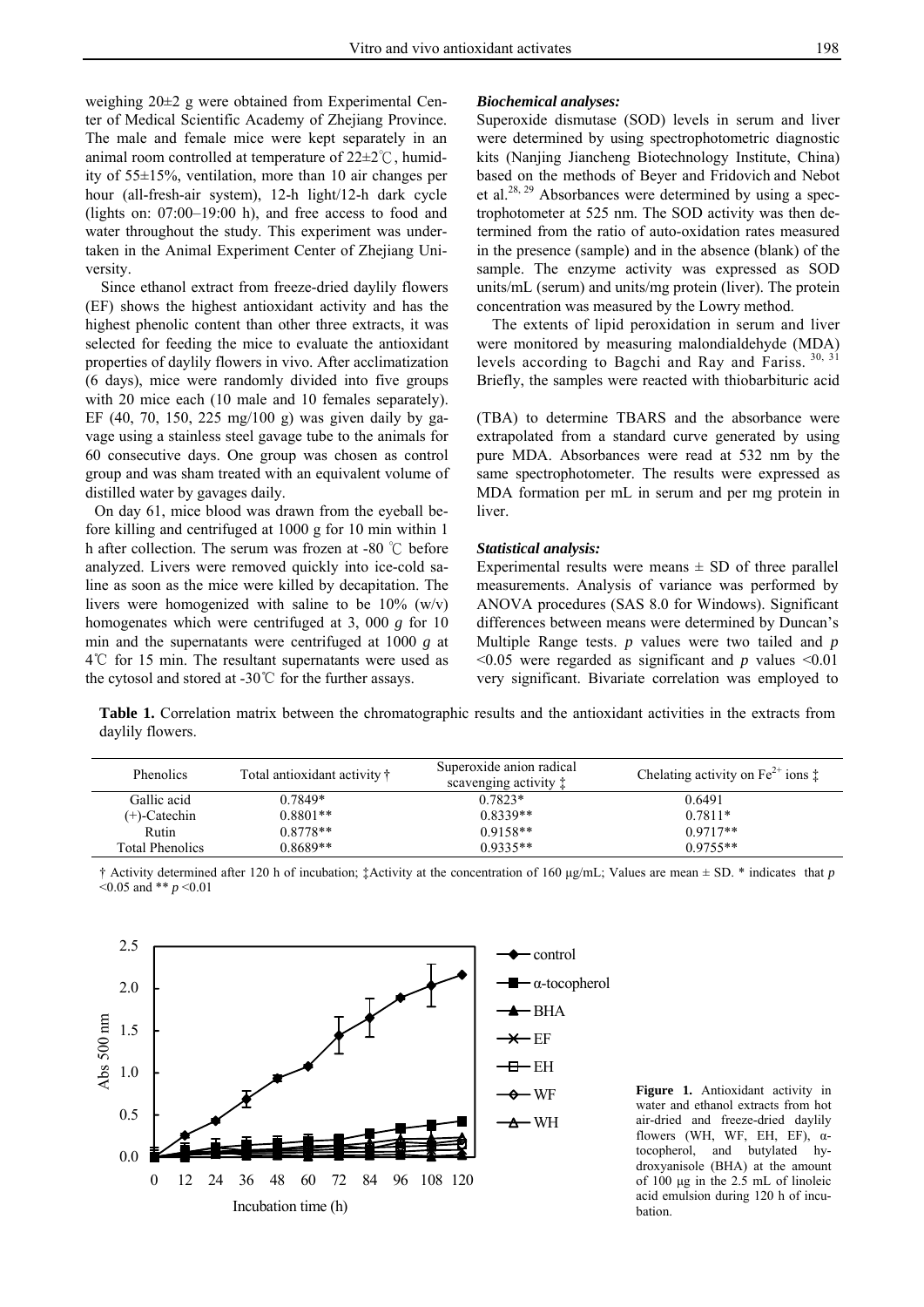weighing 20±2 g were obtained from Experimental Center of Medical Scientific Academy of Zhejiang Province. The male and female mice were kept separately in an animal room controlled at temperature of 22±2℃, humidity of 55±15%, ventilation, more than 10 air changes per hour (all-fresh-air system), 12-h light/12-h dark cycle (lights on: 07:00–19:00 h), and free access to food and water throughout the study. This experiment was undertaken in the Animal Experiment Center of Zhejiang University.

Since ethanol extract from freeze-dried daylily flowers (EF) shows the highest antioxidant activity and has the highest phenolic content than other three extracts, it was selected for feeding the mice to evaluate the antioxidant properties of daylily flowers in vivo. After acclimatization (6 days), mice were randomly divided into five groups with 20 mice each (10 male and 10 females separately). EF (40, 70, 150, 225 mg/100 g) was given daily by gavage using a stainless steel gavage tube to the animals for 60 consecutive days. One group was chosen as control group and was sham treated with an equivalent volume of distilled water by gavages daily.

On day 61, mice blood was drawn from the eyeball before killing and centrifuged at 1000 g for 10 min within 1 h after collection. The serum was frozen at -80 ℃ before analyzed. Livers were removed quickly into ice-cold saline as soon as the mice were killed by decapitation. The livers were homogenized with saline to be 10% (w/v) homogenates which were centrifuged at 3, 000 *g* for 10 min and the supernatants were centrifuged at 1000 *g* at 4℃ for 15 min. The resultant supernatants were used as the cytosol and stored at -30℃ for the further assays.

### *Biochemical analyses:*

Superoxide dismutase (SOD) levels in serum and liver were determined by using spectrophotometric diagnostic kits (Nanjing Jiancheng Biotechnology Institute, China) based on the methods of Beyer and Fridovich and Nebot et al.[28, 29] Absorbances were determined by using a spectrophotometer at 525 nm. The SOD activity was then determined from the ratio of auto-oxidation rates measured in the presence (sample) and in the absence (blank) of the sample. The enzyme activity was expressed as SOD units/mL (serum) and units/mg protein (liver). The protein concentration was measured by the Lowry method.

The extents of lipid peroxidation in serum and liver were monitored by measuring malondialdehyde (MDA) levels according to Bagchi and Ray and Fariss.[30, 31] Briefly, the samples were reacted with thiobarbituric acid (TBA) to determine TBARS and the absorbance were extrapolated from a standard curve generated by using pure MDA. Absorbances were read at 532 nm by the same spectrophotometer. The results were expressed as MDA formation per mL in serum and per mg protein in liver.

### *Statistical analysis:*

Experimental results were means ± SD of three parallel measurements. Analysis of variance was performed by ANOVA procedures (SAS 8.0 for Windows). Significant differences between means were determined by Duncan's Multiple Range tests. *p* values were two tailed and *p* <0.05 were regarded as significant and *p* values <0.01 very significant. Bivariate correlation was employed to

**Table 1.** Correlation matrix between the chromatographic results and the antioxidant activities in the extracts from daylily flowers.

| Phenolics | Total antioxidant activity † | Superoxide anion radical scavenging activity ‡ | Chelating activity on $Fe^{2+}$ ions ‡ |
|---|---|---|---|
| Gallic acid | 0.7849* | 0.7823* | 0.6491 |
| (+)-Catechin | 0.8801** | 0.8339** | 0.7811* |
| Rutin | 0.8778** | 0.9158** | 0.9717** |
| Total Phenolics | 0.8689** | 0.9335** | 0.9755** |

† Activity determined after 120 h of incubation; ‡Activity at the concentration of 160 μg/mL; Values are mean ± SD. * indicates that $p$ <0.05 and ** $p$ <0.01

**Figure 1.** Antioxidant activity in water and ethanol extracts from hot air-dried and freeze-dried daylily flowers (WH, WF, EH, EF), α-tocopherol, and butylated hydroxyanisole (BHA) at the amount of 100 μg in the 2.5 mL of linoleic acid emulsion during 120 h of incubation.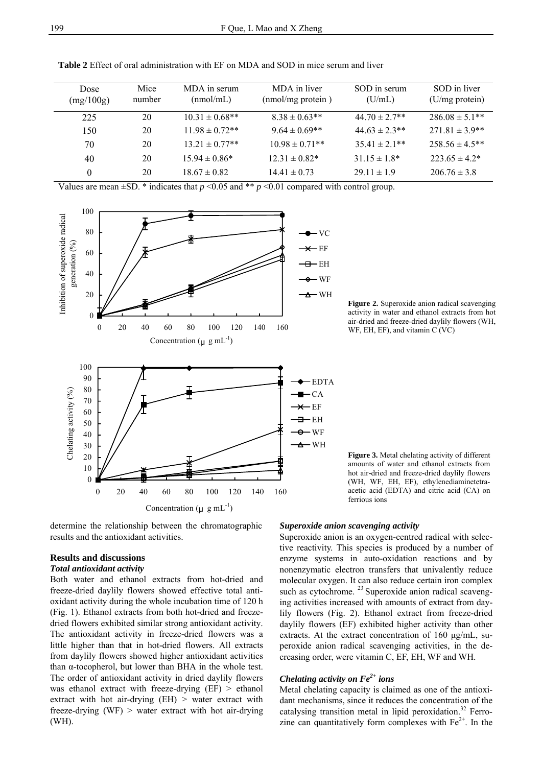**Table 2** Effect of oral administration with EF on MDA and SOD in mice serum and liver

| Dose (mg/100g) | Mice number | MDA in serum (nmol/mL) | MDA in liver (nmol/mg protein ) | SOD in serum (U/mL) | SOD in liver (U/mg protein) |
|---|---|---|---|---|---|
| 225 | 20 | 10.31 ± 0.68** | 8.38 ± 0.63** | 44.70 ± 2.7** | 286.08 ± 5.1** |
| 150 | 20 | 11.98 ± 0.72** | 9.64 ± 0.69** | 44.63 ± 2.3** | 271.81 ± 3.9** |
| 70 | 20 | 13.21 ± 0.77** | 10.98 ± 0.71** | 35.41 ± 2.1** | 258.56 ± 4.5** |
| 40 | 20 | 15.94 ± 0.86* | 12.31 ± 0.82* | 31.15 ± 1.8* | 223.65 ± 4.2* |
| 0 | 20 | 18.67 ± 0.82 | 14.41 ± 0.73 | 29.11 ± 1.9 | 206.76 ± 3.8 |

Values are mean ±SD. * indicates that $p$ <0.05 and ** $p$ <0.01 compared with control group.

**Figure 2.** Superoxide anion radical scavenging activity in water and ethanol extracts from hot air-dried and freeze-dried daylily flowers (WH, WF, EH, EF), and vitamin C (VC)

**Figure 3.** Metal chelating activity of different amounts of water and ethanol extracts from hot air-dried and freeze-dried daylily flowers (WH, WF, EH, EF), ethylenediaminetetra-acetic acid (EDTA) and citric acid (CA) on ferrious ions

determine the relationship between the chromatographic results and the antioxidant activities.

## Results and discussions

### *Total antioxidant activity*

Both water and ethanol extracts from hot-dried and freeze-dried daylily flowers showed effective total antioxidant activity during the whole incubation time of 120 h (Fig. 1). Ethanol extracts from both hot-dried and freeze-dried flowers exhibited similar strong antioxidant activity. The antioxidant activity in freeze-dried flowers was a little higher than that in hot-dried flowers. All extracts from daylily flowers showed higher antioxidant activities than α-tocopherol, but lower than BHA in the whole test. The order of antioxidant activity in dried daylily flowers was ethanol extract with freeze-drying (EF) > ethanol extract with hot air-drying (EH) > water extract with freeze-drying (WF) > water extract with hot air-drying (WH).

### *Superoxide anion scavenging activity*

Superoxide anion is an oxygen-centred radical with selective reactivity. This species is produced by a number of enzyme systems in auto-oxidation reactions and by nonenzymatic electron transfers that univalently reduce molecular oxygen. It can also reduce certain iron complex such as cytochrome.[23] Superoxide anion radical scavenging activities increased with amounts of extract from daylily flowers (Fig. 2). Ethanol extract from freeze-dried daylily flowers (EF) exhibited higher activity than other extracts. At the extract concentration of 160 μg/mL, superoxide anion radical scavenging activities, in the decreasing order, were vitamin C, EF, EH, WF and WH.

### *Chelating activity on $Fe^{2+}$ ions*

Metal chelating capacity is claimed as one of the antioxidant mechanisms, since it reduces the concentration of the catalysing transition metal in lipid peroxidation.[32] Ferrozine can quantitatively form complexes with $Fe^{2+}$. In the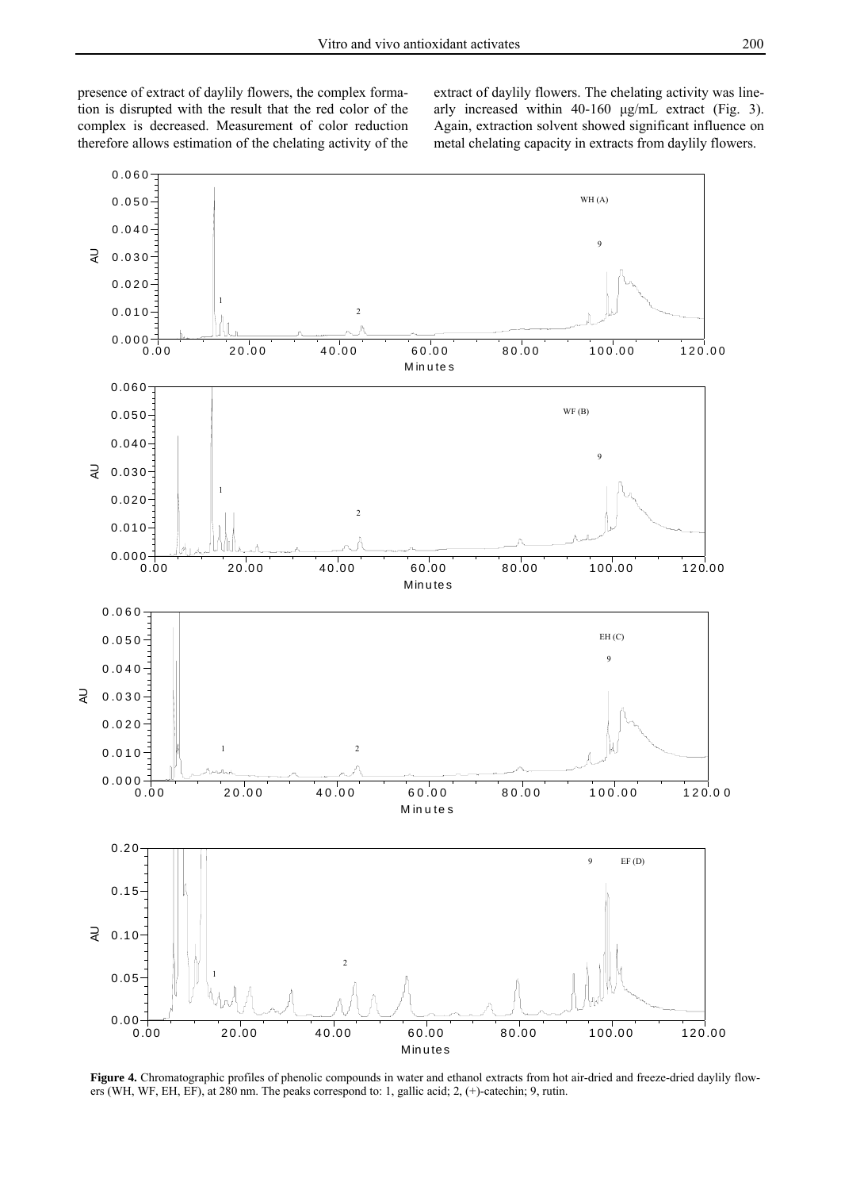presence of extract of daylily flowers, the complex formation is disrupted with the result that the red color of the complex is decreased. Measurement of color reduction therefore allows estimation of the chelating activity of the extract of daylily flowers. The chelating activity was linearly increased within 40-160 μg/mL extract (Fig. 3). Again, extraction solvent showed significant influence on metal chelating capacity in extracts from daylily flowers.

**Figure 4.** Chromatographic profiles of phenolic compounds in water and ethanol extracts from hot air-dried and freeze-dried daylily flowers (WH, WF, EH, EF), at 280 nm. The peaks correspond to: 1, gallic acid; 2, (+)-catechin; 9, rutin.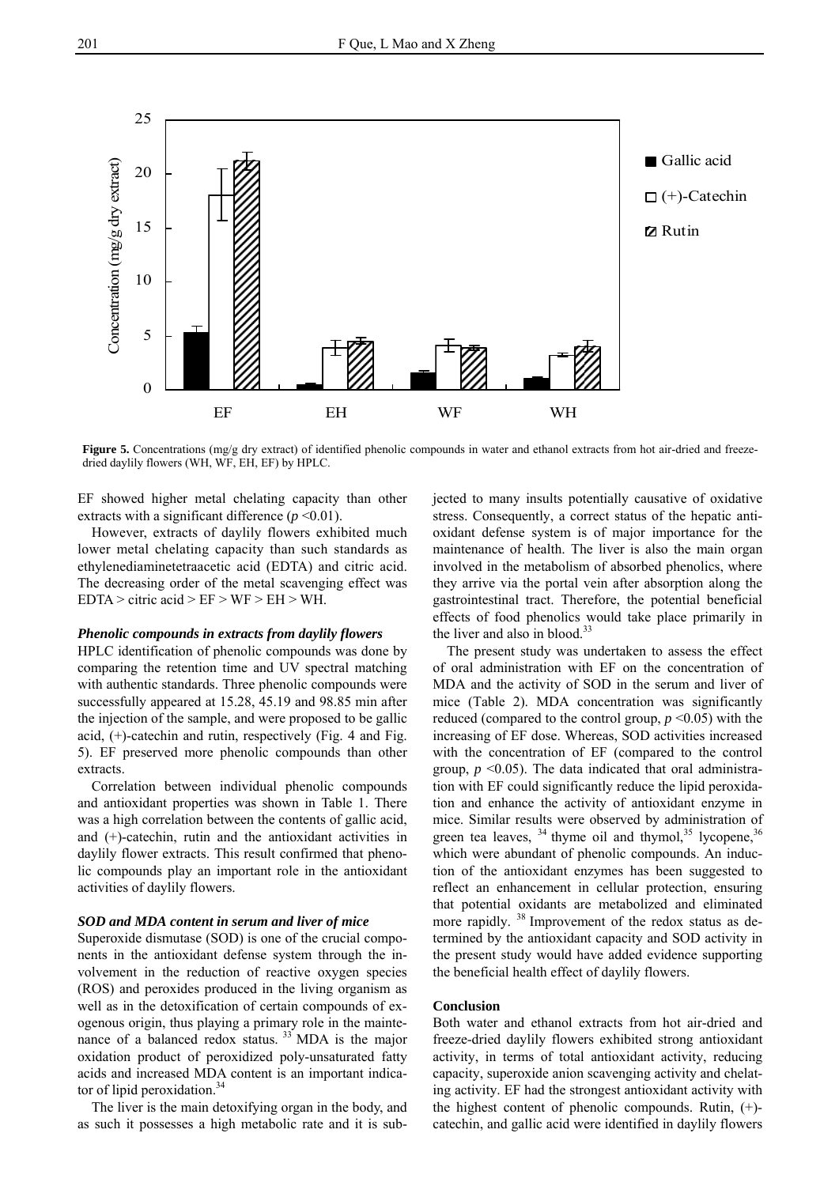**Figure 5.** Concentrations (mg/g dry extract) of identified phenolic compounds in water and ethanol extracts from hot air-dried and freeze-dried daylily flowers (WH, WF, EH, EF) by HPLC.

EF showed higher metal chelating capacity than other extracts with a significant difference ($p$ <0.01).

However, extracts of daylily flowers exhibited much lower metal chelating capacity than such standards as ethylenediaminetetraacetic acid (EDTA) and citric acid. The decreasing order of the metal scavenging effect was EDTA > citric acid > EF > WF > EH > WH.

### *Phenolic compounds in extracts from daylily flowers*

HPLC identification of phenolic compounds was done by comparing the retention time and UV spectral matching with authentic standards. Three phenolic compounds were successfully appeared at 15.28, 45.19 and 98.85 min after the injection of the sample, and were proposed to be gallic acid, (+)-catechin and rutin, respectively (Fig. 4 and Fig. 5). EF preserved more phenolic compounds than other extracts.

Correlation between individual phenolic compounds and antioxidant properties was shown in Table 1. There was a high correlation between the contents of gallic acid, and (+)-catechin, rutin and the antioxidant activities in daylily flower extracts. This result confirmed that phenolic compounds play an important role in the antioxidant activities of daylily flowers.

### *SOD and MDA content in serum and liver of mice*

Superoxide dismutase (SOD) is one of the crucial components in the antioxidant defense system through the involvement in the reduction of reactive oxygen species (ROS) and peroxides produced in the living organism as well as in the detoxification of certain compounds of exogenous origin, thus playing a primary role in the maintenance of a balanced redox status. [33] MDA is the major oxidation product of peroxidized poly-unsaturated fatty acids and increased MDA content is an important indicator of lipid peroxidation.[34]

The liver is the main detoxifying organ in the body, and as such it possesses a high metabolic rate and it is subjected to many insults potentially causative of oxidative stress. Consequently, a correct status of the hepatic antioxidant defense system is of major importance for the maintenance of health. The liver is also the main organ involved in the metabolism of absorbed phenolics, where they arrive via the portal vein after absorption along the gastrointestinal tract. Therefore, the potential beneficial effects of food phenolics would take place primarily in the liver and also in blood.[33]

The present study was undertaken to assess the effect of oral administration with EF on the concentration of MDA and the activity of SOD in the serum and liver of mice (Table 2). MDA concentration was significantly reduced (compared to the control group, $p$ <0.05) with the increasing of EF dose. Whereas, SOD activities increased with the concentration of EF (compared to the control group, $p$ <0.05). The data indicated that oral administration with EF could significantly reduce the lipid peroxidation and enhance the activity of antioxidant enzyme in mice. Similar results were observed by administration of green tea leaves, [34] thyme oil and thymol,[35] lycopene,[36] which were abundant of phenolic compounds. An induction of the antioxidant enzymes has been suggested to reflect an enhancement in cellular protection, ensuring that potential oxidants are metabolized and eliminated more rapidly. [38] Improvement of the redox status as determined by the antioxidant capacity and SOD activity in the present study would have added evidence supporting the beneficial health effect of daylily flowers.

### Conclusion

Both water and ethanol extracts from hot air-dried and freeze-dried daylily flowers exhibited strong antioxidant activity, in terms of total antioxidant activity, reducing capacity, superoxide anion scavenging activity and chelating activity. EF had the strongest antioxidant activity with the highest content of phenolic compounds. Rutin, (+)-catechin, and gallic acid were identified in daylily flowers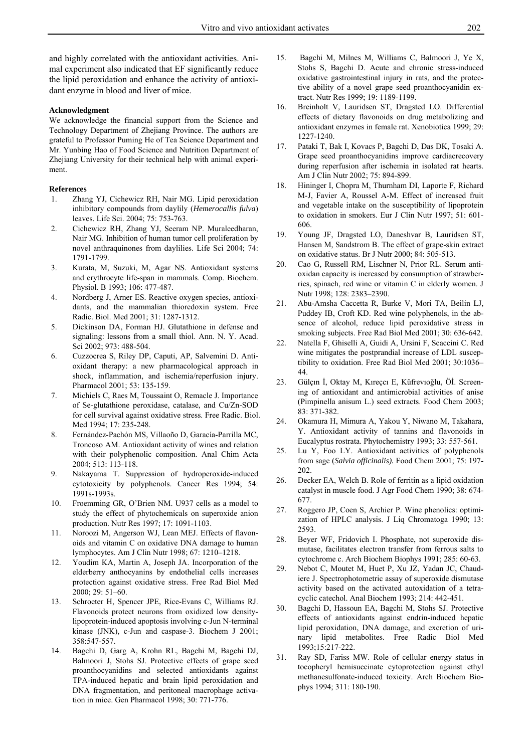and highly correlated with the antioxidant activities. Animal experiment also indicated that EF significantly reduce the lipid peroxidation and enhance the activity of antioxidant enzyme in blood and liver of mice.

#### Acknowledgment

We acknowledge the financial support from the Science and Technology Department of Zhejiang Province. The authors are grateful to Professor Puming He of Tea Science Department and Mr. Yunbing Hao of Food Science and Nutrition Department of Zhejiang University for their technical help with animal experiment.

#### References

1. Zhang YJ, Cichewicz RH, Nair MG. Lipid peroxidation inhibitory compounds from daylily (*Hemerocallis fulva*) leaves. Life Sci. 2004; 75: 753-763.
2. Cichewicz RH, Zhang YJ, Seeram NP. Muraleedharan, Nair MG. Inhibition of human tumor cell proliferation by novel anthraquinones from daylilies. Life Sci 2004; 74: 1791-1799.
3. Kurata, M, Suzuki, M, Agar NS. Antioxidant systems and erythrocyte life-span in mammals. Comp. Biochem. Physiol. B 1993; 106: 477-487.
4. Nordberg J, Arner ES. Reactive oxygen species, antioxidants, and the mammalian thioredoxin system. Free Radic. Biol. Med 2001; 31: 1287-1312.
5. Dickinson DA, Forman HJ. Glutathione in defense and signaling: lessons from a small thiol. Ann. N. Y. Acad. Sci 2002; 973: 488-504.
6. Cuzzocrea S, Riley DP, Caputi, AP, Salvemini D. Antioxidant therapy: a new pharmacological approach in shock, inflammation, and ischemia/reperfusion injury. Pharmacol 2001; 53: 135-159.
7. Michiels C, Raes M, Toussaint O, Remacle J. Importance of Se-glutathione peroxidase, catalase, and Cu/Zn-SOD for cell survival against oxidative stress. Free Radic. Biol. Med 1994; 17: 235-248.
8. Fernández-Pachón MS, Villaoño D, Garacía-Parrilla MC, Troncoso AM. Antioxidant activity of wines and relation with their polyphenolic composition. Anal Chim Acta 2004; 513: 113-118.
9. Nakayama T. Suppression of hydroperoxide-induced cytotoxicity by polyphenols. Cancer Res 1994; 54: 1991s-1993s.
10. Froemming GR, O'Brien NM. U937 cells as a model to study the effect of phytochemicals on superoxide anion production. Nutr Res 1997; 17: 1091-1103.
11. Noroozi M, Angerson WJ, Lean MEJ. Effects of flavonoids and vitamin C on oxidative DNA damage to human lymphocytes. Am J Clin Nutr 1998; 67: 1210–1218.
12. Youdim KA, Martin A, Joseph JA. Incorporation of the elderberry anthocyanins by endothelial cells increases protection against oxidative stress. Free Rad Biol Med 2000; 29: 51–60.
13. Schroeter H, Spencer JPE, Rice-Evans C, Williams RJ. Flavonoids protect neurons from oxidized low density-lipoprotein-induced apoptosis involving c-Jun N-terminal kinase (JNK), c-Jun and caspase-3. Biochem J 2001; 358:547-557.
14. Bagchi D, Garg A, Krohn RL, Bagchi M, Bagchi DJ, Balmoori J, Stohs SJ. Protective effects of grape seed proanthocyanidins and selected antioxidants against TPA-induced hepatic and brain lipid peroxidation and DNA fragmentation, and peritoneal macrophage activation in mice. Gen Pharmacol 1998; 30: 771-776.
15. Bagchi M, Milnes M, Williams C, Balmoori J, Ye X, Stohs S, Bagchi D. Acute and chronic stress-induced oxidative gastrointestinal injury in rats, and the protective ability of a novel grape seed proanthocyanidin extract. Nutr Res 1999; 19: 1189-1199.
16. Breinholt V, Lauridsen ST, Dragsted LO. Differential effects of dietary flavonoids on drug metabolizing and antioxidant enzymes in female rat. Xenobiotica 1999; 29: 1227-1240.
17. Pataki T, Bak I, Kovacs P, Bagchi D, Das DK, Tosaki A. Grape seed proanthocyanidins improve cardiacrecovery during reperfusion after ischemia in isolated rat hearts. Am J Clin Nutr 2002; 75: 894-899.
18. Hininger I, Chopra M, Thurnham DI, Laporte F, Richard M-J, Favier A, Roussel A-M. Effect of increased fruit and vegetable intake on the susceptibility of lipoprotein to oxidation in smokers. Eur J Clin Nutr 1997; 51: 601-606.
19. Young JF, Dragsted LO, Daneshvar B, Lauridsen ST, Hansen M, Sandstrom B. The effect of grape-skin extract on oxidative status. Br J Nutr 2000; 84: 505-513.
20. Cao G, Russell RM, Lischner N, Prior RL. Serum antioxidan capacity is increased by consumption of strawberries, spinach, red wine or vitamin C in elderly women. J Nutr 1998; 128: 2383–2390.
21. Abu-Amsha Caccetta R, Burke V, Mori TA, Beilin LJ, Puddey IB, Croft KD. Red wine polyphenols, in the absence of alcohol, reduce lipid peroxidative stress in smoking subjects. Free Rad Biol Med 2001; 30: 636-642.
22. Natella F, Ghiselli A, Guidi A, Ursini F, Scaccini C. Red wine mitigates the postprandial increase of LDL susceptibility to oxidation. Free Rad Biol Med 2001; 30:1036–44.
23. Gülçın İ, Oktay M, Kıreçcı E, Küfrevıoğlu, Öİ. Screening of antioxidant and antimicrobial activities of anise (Pimpinella anisum L.) seed extracts. Food Chem 2003; 83: 371-382.
24. Okamura H, Mimura A, Yakou Y, Niwano M, Takahara, Y. Antioxidant activity of tannins and flavonoids in Eucalyptus rostrata. Phytochemistry 1993; 33: 557-561.
25. Lu Y, Foo LY. Antioxidant activities of polyphenols from sage (*Salvia officinalis).* Food Chem 2001; 75: 197-202.
26. Decker EA, Welch B. Role of ferritin as a lipid oxidation catalyst in muscle food. J Agr Food Chem 1990; 38: 674-677.
27. Roggero JP, Coen S, Archier P. Wine phenolics: optimization of HPLC analysis. J Liq Chromatoga 1990; 13: 2593.
28. Beyer WF, Fridovich I. Phosphate, not superoxide dismutase, facilitates electron transfer from ferrous salts to cytochrome c. Arch Biochem Biophys 1991; 285: 60-63.
29. Nebot C, Moutet M, Huet P, Xu JZ, Yadan JC, Chaudiere J. Spectrophotometric assay of superoxide dismutase activity based on the activated autoxidation of a tetracyclic catechol. Anal Biochem 1993; 214: 442-451.
30. Bagchi D, Hassoun EA, Bagchi M, Stohs SJ. Protective effects of antioxidants against endrin-induced hepatic lipid peroxidation, DNA damage, and excretion of urinary lipid metabolites. Free Radic Biol Med 1993;15:217-222.
31. Ray SD, Fariss MW. Role of cellular energy status in tocopheryl hemisuccinate cytoprotection against ethyl methanesulfonate-induced toxicity. Arch Biochem Biophys 1994; 311: 180-190.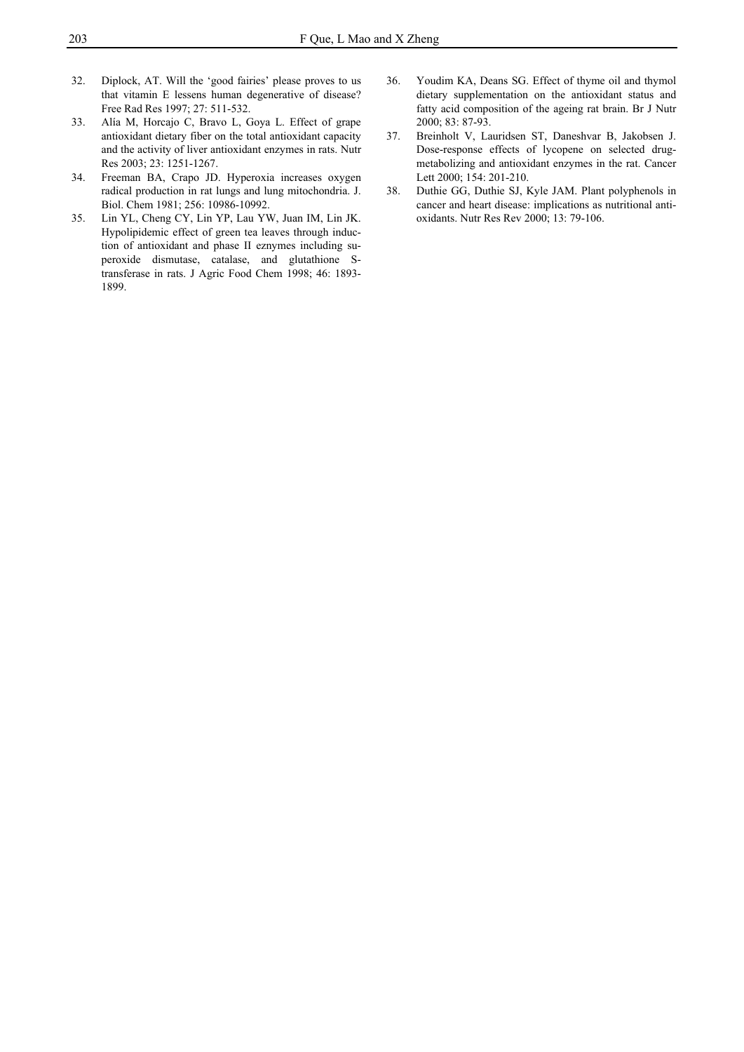32. Diplock, AT. Will the 'good fairies' please proves to us that vitamin E lessens human degenerative of disease? Free Rad Res 1997; 27: 511-532.
33. Alía M, Horcajo C, Bravo L, Goya L. Effect of grape antioxidant dietary fiber on the total antioxidant capacity and the activity of liver antioxidant enzymes in rats. Nutr Res 2003; 23: 1251-1267.
34. Freeman BA, Crapo JD. Hyperoxia increases oxygen radical production in rat lungs and lung mitochondria. J. Biol. Chem 1981; 256: 10986-10992.
35. Lin YL, Cheng CY, Lin YP, Lau YW, Juan IM, Lin JK. Hypolipidemic effect of green tea leaves through induction of antioxidant and phase II eznymes including superoxide dismutase, catalase, and glutathione S-transferase in rats. J Agric Food Chem 1998; 46: 1893-1899.
36. Youdim KA, Deans SG. Effect of thyme oil and thymol dietary supplementation on the antioxidant status and fatty acid composition of the ageing rat brain. Br J Nutr 2000; 83: 87-93.
37. Breinholt V, Lauridsen ST, Daneshvar B, Jakobsen J. Dose-response effects of lycopene on selected drug-metabolizing and antioxidant enzymes in the rat. Cancer Lett 2000; 154: 201-210.
38. Duthie GG, Duthie SJ, Kyle JAM. Plant polyphenols in cancer and heart disease: implications as nutritional antioxidants. Nutr Res Rev 2000; 13: 79-106.